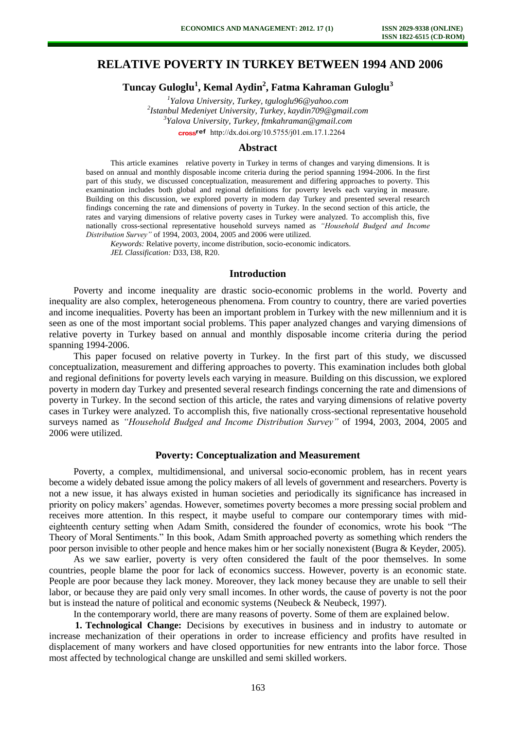# RELATIVE POVERTY IN TURKEY BETWEEN 1994 AND 2006

**Tuncay Guloglu[1], Kemal Aydin[2], Fatma Kahraman Guloglu[3]**

[1]Yalova University, Turkey, tguloglu96@yahoo.com
[2]Istanbul Medeniyet University, Turkey, kaydin709@gmail.com
[3]Yalova University, Turkey, ftmkahraman@gmail.com
http://dx.doi.org/10.5755/j01.em.17.1.2264

## Abstract

This article examines relative poverty in Turkey in terms of changes and varying dimensions. It is based on annual and monthly disposable income criteria during the period spanning 1994-2006. In the first part of this study, we discussed conceptualization, measurement and differing approaches to poverty. This examination includes both global and regional definitions for poverty levels each varying in measure. Building on this discussion, we explored poverty in modern day Turkey and presented several research findings concerning the rate and dimensions of poverty in Turkey. In the second section of this article, the rates and varying dimensions of relative poverty cases in Turkey were analyzed. To accomplish this, five nationally cross-sectional representative household surveys named as *"Household Budged and Income Distribution Survey"* of 1994, 2003, 2004, 2005 and 2006 were utilized.

*Keywords:* Relative poverty, income distribution, socio-economic indicators.

*JEL Classification:* D33, I38, R20.

## Introduction

Poverty and income inequality are drastic socio-economic problems in the world. Poverty and inequality are also complex, heterogeneous phenomena. From country to country, there are varied poverties and income inequalities. Poverty has been an important problem in Turkey with the new millennium and it is seen as one of the most important social problems. This paper analyzed changes and varying dimensions of relative poverty in Turkey based on annual and monthly disposable income criteria during the period spanning 1994-2006.

This paper focused on relative poverty in Turkey. In the first part of this study, we discussed conceptualization, measurement and differing approaches to poverty. This examination includes both global and regional definitions for poverty levels each varying in measure. Building on this discussion, we explored poverty in modern day Turkey and presented several research findings concerning the rate and dimensions of poverty in Turkey. In the second section of this article, the rates and varying dimensions of relative poverty cases in Turkey were analyzed. To accomplish this, five nationally cross-sectional representative household surveys named as *"Household Budged and Income Distribution Survey"* of 1994, 2003, 2004, 2005 and 2006 were utilized.

## Poverty: Conceptualization and Measurement

Poverty, a complex, multidimensional, and universal socio-economic problem, has in recent years become a widely debated issue among the policy makers of all levels of government and researchers. Poverty is not a new issue, it has always existed in human societies and periodically its significance has increased in priority on policy makers' agendas. However, sometimes poverty becomes a more pressing social problem and receives more attention. In this respect, it maybe useful to compare our contemporary times with mid-eighteenth century setting when Adam Smith, considered the founder of economics, wrote his book "The Theory of Moral Sentiments." In this book, Adam Smith approached poverty as something which renders the poor person invisible to other people and hence makes him or her socially nonexistent (Bugra & Keyder, 2005).

As we saw earlier, poverty is very often considered the fault of the poor themselves. In some countries, people blame the poor for lack of economics success. However, poverty is an economic state. People are poor because they lack money. Moreover, they lack money because they are unable to sell their labor, or because they are paid only very small incomes. In other words, the cause of poverty is not the poor but is instead the nature of political and economic systems (Neubeck & Neubeck, 1997).

In the contemporary world, there are many reasons of poverty. Some of them are explained below.

**1. Technological Change:** Decisions by executives in business and in industry to automate or increase mechanization of their operations in order to increase efficiency and profits have resulted in displacement of many workers and have closed opportunities for new entrants into the labor force. Those most affected by technological change are unskilled and semi skilled workers.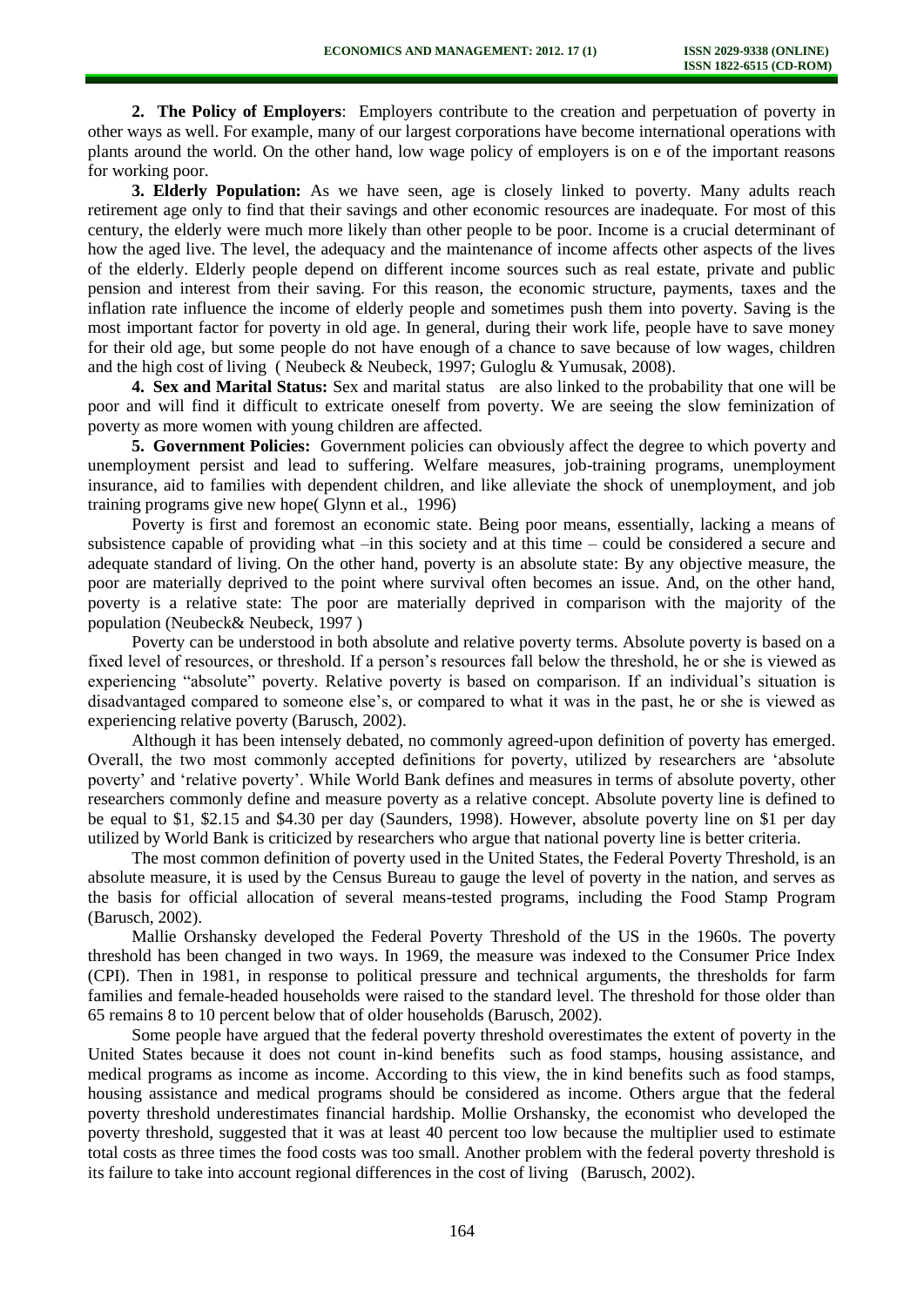**2. The Policy of Employers**: Employers contribute to the creation and perpetuation of poverty in other ways as well. For example, many of our largest corporations have become international operations with plants around the world. On the other hand, low wage policy of employers is on e of the important reasons for working poor.

**3. Elderly Population:** As we have seen, age is closely linked to poverty. Many adults reach retirement age only to find that their savings and other economic resources are inadequate. For most of this century, the elderly were much more likely than other people to be poor. Income is a crucial determinant of how the aged live. The level, the adequacy and the maintenance of income affects other aspects of the lives of the elderly. Elderly people depend on different income sources such as real estate, private and public pension and interest from their saving. For this reason, the economic structure, payments, taxes and the inflation rate influence the income of elderly people and sometimes push them into poverty. Saving is the most important factor for poverty in old age. In general, during their work life, people have to save money for their old age, but some people do not have enough of a chance to save because of low wages, children and the high cost of living ( Neubeck & Neubeck, 1997; Guloglu & Yumusak, 2008).

**4. Sex and Marital Status:** Sex and marital status are also linked to the probability that one will be poor and will find it difficult to extricate oneself from poverty. We are seeing the slow feminization of poverty as more women with young children are affected.

**5. Government Policies:** Government policies can obviously affect the degree to which poverty and unemployment persist and lead to suffering. Welfare measures, job-training programs, unemployment insurance, aid to families with dependent children, and like alleviate the shock of unemployment, and job training programs give new hope( Glynn et al., 1996)

Poverty is first and foremost an economic state. Being poor means, essentially, lacking a means of subsistence capable of providing what –in this society and at this time – could be considered a secure and adequate standard of living. On the other hand, poverty is an absolute state: By any objective measure, the poor are materially deprived to the point where survival often becomes an issue. And, on the other hand, poverty is a relative state: The poor are materially deprived in comparison with the majority of the population (Neubeck& Neubeck, 1997 )

Poverty can be understood in both absolute and relative poverty terms. Absolute poverty is based on a fixed level of resources, or threshold. If a person's resources fall below the threshold, he or she is viewed as experiencing "absolute" poverty. Relative poverty is based on comparison. If an individual's situation is disadvantaged compared to someone else's, or compared to what it was in the past, he or she is viewed as experiencing relative poverty (Barusch, 2002).

Although it has been intensely debated, no commonly agreed-upon definition of poverty has emerged. Overall, the two most commonly accepted definitions for poverty, utilized by researchers are 'absolute poverty' and 'relative poverty'. While World Bank defines and measures in terms of absolute poverty, other researchers commonly define and measure poverty as a relative concept. Absolute poverty line is defined to be equal to $1, $2.15 and $4.30 per day (Saunders, 1998). However, absolute poverty line on $1 per day utilized by World Bank is criticized by researchers who argue that national poverty line is better criteria.

The most common definition of poverty used in the United States, the Federal Poverty Threshold, is an absolute measure, it is used by the Census Bureau to gauge the level of poverty in the nation, and serves as the basis for official allocation of several means-tested programs, including the Food Stamp Program (Barusch, 2002).

Mallie Orshansky developed the Federal Poverty Threshold of the US in the 1960s. The poverty threshold has been changed in two ways. In 1969, the measure was indexed to the Consumer Price Index (CPI). Then in 1981, in response to political pressure and technical arguments, the thresholds for farm families and female-headed households were raised to the standard level. The threshold for those older than 65 remains 8 to 10 percent below that of older households (Barusch, 2002).

Some people have argued that the federal poverty threshold overestimates the extent of poverty in the United States because it does not count in-kind benefits such as food stamps, housing assistance, and medical programs as income as income. According to this view, the in kind benefits such as food stamps, housing assistance and medical programs should be considered as income. Others argue that the federal poverty threshold underestimates financial hardship. Mollie Orshansky, the economist who developed the poverty threshold, suggested that it was at least 40 percent too low because the multiplier used to estimate total costs as three times the food costs was too small. Another problem with the federal poverty threshold is its failure to take into account regional differences in the cost of living (Barusch, 2002).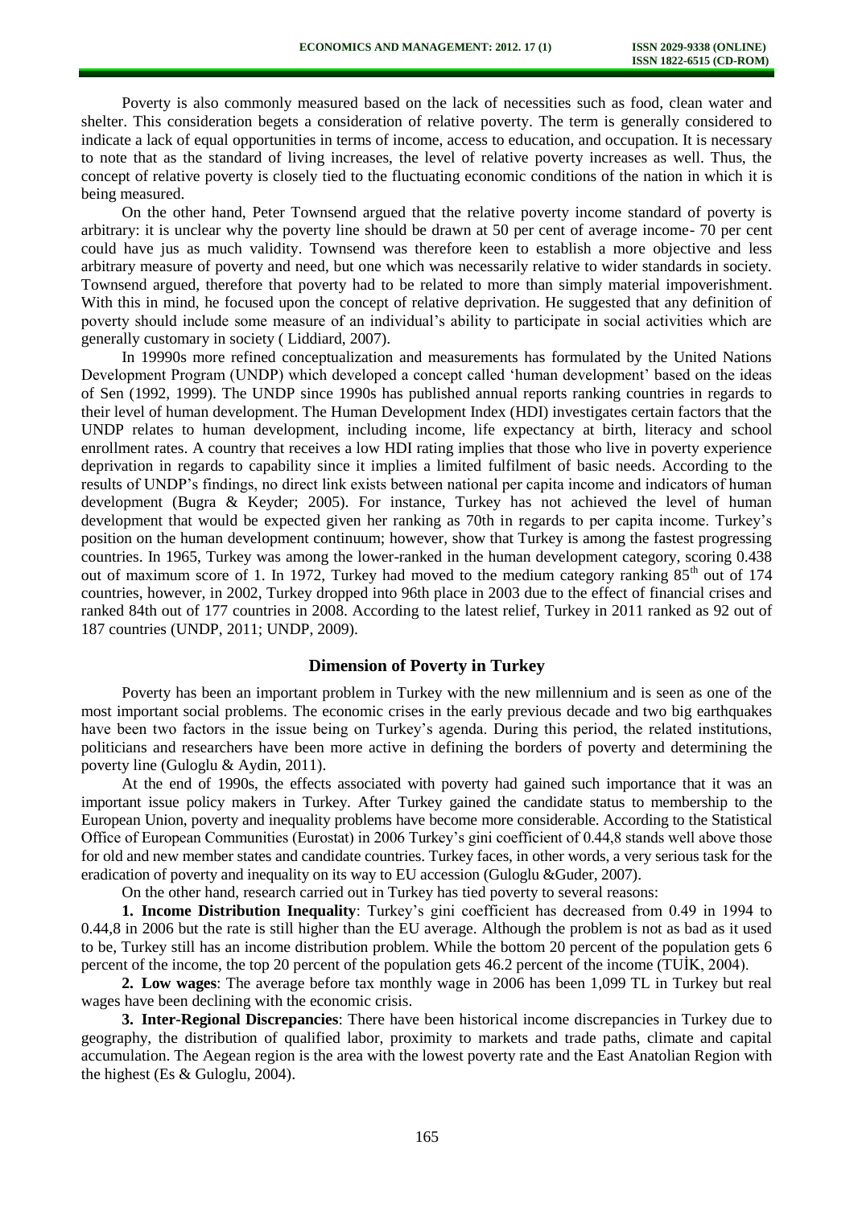Poverty is also commonly measured based on the lack of necessities such as food, clean water and shelter. This consideration begets a consideration of relative poverty. The term is generally considered to indicate a lack of equal opportunities in terms of income, access to education, and occupation. It is necessary to note that as the standard of living increases, the level of relative poverty increases as well. Thus, the concept of relative poverty is closely tied to the fluctuating economic conditions of the nation in which it is being measured.

On the other hand, Peter Townsend argued that the relative poverty income standard of poverty is arbitrary: it is unclear why the poverty line should be drawn at 50 per cent of average income- 70 per cent could have jus as much validity. Townsend was therefore keen to establish a more objective and less arbitrary measure of poverty and need, but one which was necessarily relative to wider standards in society. Townsend argued, therefore that poverty had to be related to more than simply material impoverishment. With this in mind, he focused upon the concept of relative deprivation. He suggested that any definition of poverty should include some measure of an individual's ability to participate in social activities which are generally customary in society ( Liddiard, 2007).

In 19990s more refined conceptualization and measurements has formulated by the United Nations Development Program (UNDP) which developed a concept called 'human development' based on the ideas of Sen (1992, 1999). The UNDP since 1990s has published annual reports ranking countries in regards to their level of human development. The Human Development Index (HDI) investigates certain factors that the UNDP relates to human development, including income, life expectancy at birth, literacy and school enrollment rates. A country that receives a low HDI rating implies that those who live in poverty experience deprivation in regards to capability since it implies a limited fulfilment of basic needs. According to the results of UNDP's findings, no direct link exists between national per capita income and indicators of human development (Bugra & Keyder; 2005). For instance, Turkey has not achieved the level of human development that would be expected given her ranking as 70th in regards to per capita income. Turkey's position on the human development continuum; however, show that Turkey is among the fastest progressing countries. In 1965, Turkey was among the lower-ranked in the human development category, scoring 0.438 out of maximum score of 1. In 1972, Turkey had moved to the medium category ranking 85th out of 174 countries, however, in 2002, Turkey dropped into 96th place in 2003 due to the effect of financial crises and ranked 84th out of 177 countries in 2008. According to the latest relief, Turkey in 2011 ranked as 92 out of 187 countries (UNDP, 2011; UNDP, 2009).

## Dimension of Poverty in Turkey

Poverty has been an important problem in Turkey with the new millennium and is seen as one of the most important social problems. The economic crises in the early previous decade and two big earthquakes have been two factors in the issue being on Turkey's agenda. During this period, the related institutions, politicians and researchers have been more active in defining the borders of poverty and determining the poverty line (Guloglu & Aydin, 2011).

At the end of 1990s, the effects associated with poverty had gained such importance that it was an important issue policy makers in Turkey. After Turkey gained the candidate status to membership to the European Union, poverty and inequality problems have become more considerable. According to the Statistical Office of European Communities (Eurostat) in 2006 Turkey's gini coefficient of 0.44,8 stands well above those for old and new member states and candidate countries. Turkey faces, in other words, a very serious task for the eradication of poverty and inequality on its way to EU accession (Guloglu &Guder, 2007).

On the other hand, research carried out in Turkey has tied poverty to several reasons:

**1. Income Distribution Inequality**: Turkey's gini coefficient has decreased from 0.49 in 1994 to 0.44,8 in 2006 but the rate is still higher than the EU average. Although the problem is not as bad as it used to be, Turkey still has an income distribution problem. While the bottom 20 percent of the population gets 6 percent of the income, the top 20 percent of the population gets 46.2 percent of the income (TUİK, 2004).

**2. Low wages**: The average before tax monthly wage in 2006 has been 1,099 TL in Turkey but real wages have been declining with the economic crisis.

**3. Inter-Regional Discrepancies**: There have been historical income discrepancies in Turkey due to geography, the distribution of qualified labor, proximity to markets and trade paths, climate and capital accumulation. The Aegean region is the area with the lowest poverty rate and the East Anatolian Region with the highest (Es & Guloglu, 2004).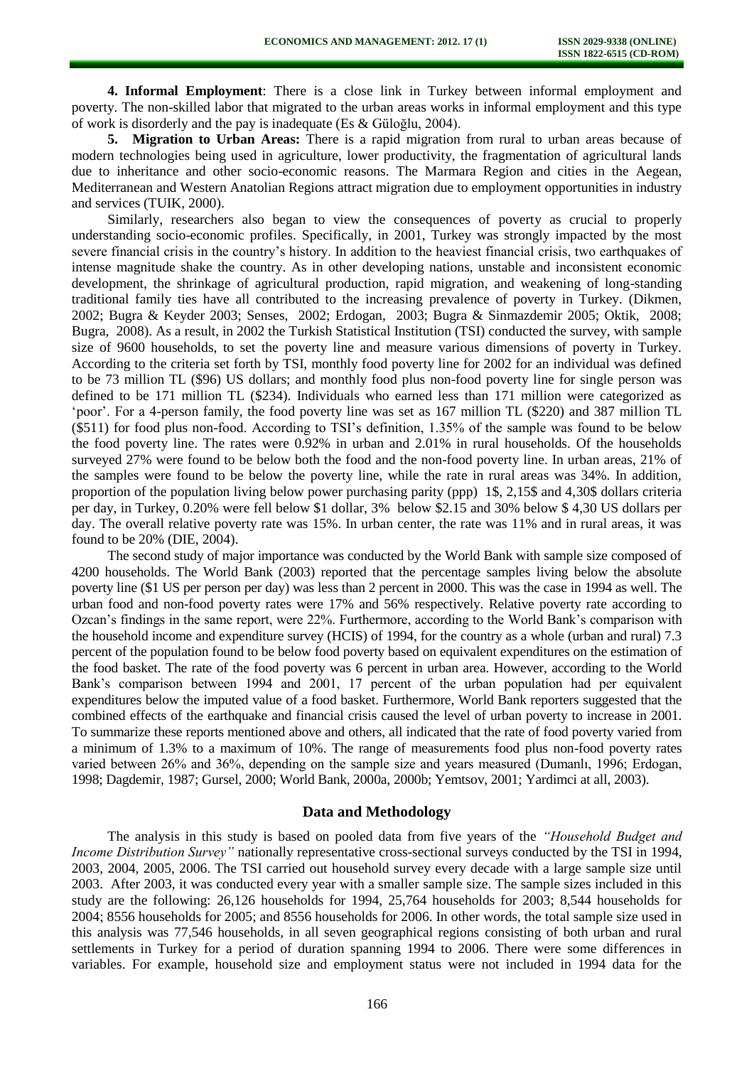**4. Informal Employment**: There is a close link in Turkey between informal employment and poverty. The non-skilled labor that migrated to the urban areas works in informal employment and this type of work is disorderly and the pay is inadequate (Es & Güloğlu, 2004).

**5. Migration to Urban Areas:** There is a rapid migration from rural to urban areas because of modern technologies being used in agriculture, lower productivity, the fragmentation of agricultural lands due to inheritance and other socio-economic reasons. The Marmara Region and cities in the Aegean, Mediterranean and Western Anatolian Regions attract migration due to employment opportunities in industry and services (TUIK, 2000).

Similarly, researchers also began to view the consequences of poverty as crucial to properly understanding socio-economic profiles. Specifically, in 2001, Turkey was strongly impacted by the most severe financial crisis in the country's history. In addition to the heaviest financial crisis, two earthquakes of intense magnitude shake the country. As in other developing nations, unstable and inconsistent economic development, the shrinkage of agricultural production, rapid migration, and weakening of long-standing traditional family ties have all contributed to the increasing prevalence of poverty in Turkey. (Dikmen, 2002; Bugra & Keyder 2003; Senses, 2002; Erdogan, 2003; Bugra & Sinmazdemir 2005; Oktik, 2008; Bugra, 2008). As a result, in 2002 the Turkish Statistical Institution (TSI) conducted the survey, with sample size of 9600 households, to set the poverty line and measure various dimensions of poverty in Turkey. According to the criteria set forth by TSI, monthly food poverty line for 2002 for an individual was defined to be 73 million TL ($96) US dollars; and monthly food plus non-food poverty line for single person was defined to be 171 million TL ($234). Individuals who earned less than 171 million were categorized as 'poor'. For a 4-person family, the food poverty line was set as 167 million TL ($220) and 387 million TL ($511) for food plus non-food. According to TSI's definition, 1.35% of the sample was found to be below the food poverty line. The rates were 0.92% in urban and 2.01% in rural households. Of the households surveyed 27% were found to be below both the food and the non-food poverty line. In urban areas, 21% of the samples were found to be below the poverty line, while the rate in rural areas was 34%. In addition, proportion of the population living below power purchasing parity (ppp) 1$, 2,15$ and 4,30$ dollars criteria per day, in Turkey, 0.20% were fell below $1 dollar, 3% below $2.15 and 30% below $ 4,30 US dollars per day. The overall relative poverty rate was 15%. In urban center, the rate was 11% and in rural areas, it was found to be 20% (DIE, 2004).

The second study of major importance was conducted by the World Bank with sample size composed of 4200 households. The World Bank (2003) reported that the percentage samples living below the absolute poverty line ($1 US per person per day) was less than 2 percent in 2000. This was the case in 1994 as well. The urban food and non-food poverty rates were 17% and 56% respectively. Relative poverty rate according to Ozcan's findings in the same report, were 22%. Furthermore, according to the World Bank's comparison with the household income and expenditure survey (HCIS) of 1994, for the country as a whole (urban and rural) 7.3 percent of the population found to be below food poverty based on equivalent expenditures on the estimation of the food basket. The rate of the food poverty was 6 percent in urban area. However, according to the World Bank's comparison between 1994 and 2001, 17 percent of the urban population had per equivalent expenditures below the imputed value of a food basket. Furthermore, World Bank reporters suggested that the combined effects of the earthquake and financial crisis caused the level of urban poverty to increase in 2001. To summarize these reports mentioned above and others, all indicated that the rate of food poverty varied from a minimum of 1.3% to a maximum of 10%. The range of measurements food plus non-food poverty rates varied between 26% and 36%, depending on the sample size and years measured (Dumanlı, 1996; Erdogan, 1998; Dagdemir, 1987; Gursel, 2000; World Bank, 2000a, 2000b; Yemtsov, 2001; Yardimci at all, 2003).

## Data and Methodology

The analysis in this study is based on pooled data from five years of the *"Household Budget and Income Distribution Survey"* nationally representative cross-sectional surveys conducted by the TSI in 1994, 2003, 2004, 2005, 2006. The TSI carried out household survey every decade with a large sample size until 2003. After 2003, it was conducted every year with a smaller sample size. The sample sizes included in this study are the following: 26,126 households for 1994, 25,764 households for 2003; 8,544 households for 2004; 8556 households for 2005; and 8556 households for 2006. In other words, the total sample size used in this analysis was 77,546 households, in all seven geographical regions consisting of both urban and rural settlements in Turkey for a period of duration spanning 1994 to 2006. There were some differences in variables. For example, household size and employment status were not included in 1994 data for the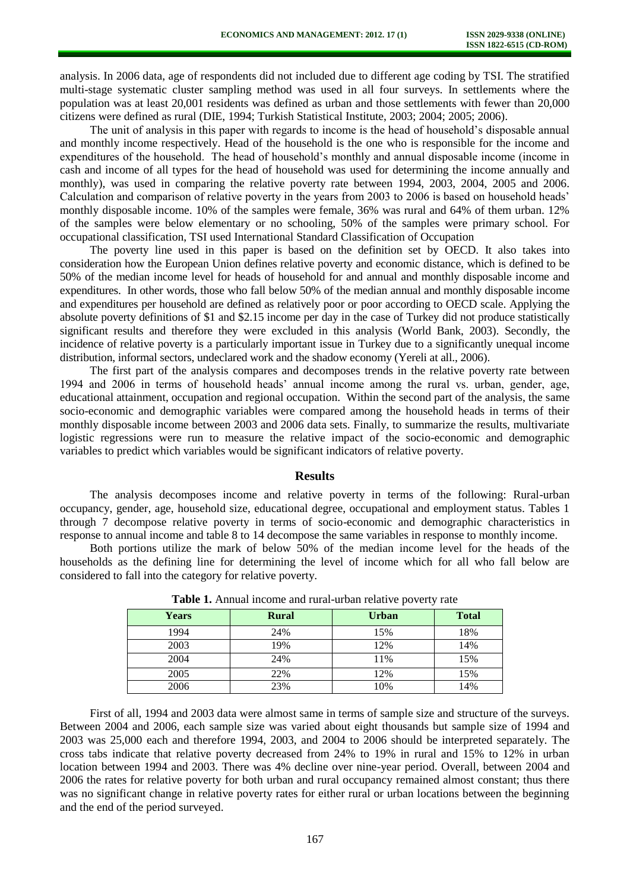analysis. In 2006 data, age of respondents did not included due to different age coding by TSI. The stratified multi-stage systematic cluster sampling method was used in all four surveys. In settlements where the population was at least 20,001 residents was defined as urban and those settlements with fewer than 20,000 citizens were defined as rural (DIE, 1994; Turkish Statistical Institute, 2003; 2004; 2005; 2006).

The unit of analysis in this paper with regards to income is the head of household's disposable annual and monthly income respectively. Head of the household is the one who is responsible for the income and expenditures of the household. The head of household's monthly and annual disposable income (income in cash and income of all types for the head of household was used for determining the income annually and monthly), was used in comparing the relative poverty rate between 1994, 2003, 2004, 2005 and 2006. Calculation and comparison of relative poverty in the years from 2003 to 2006 is based on household heads' monthly disposable income. 10% of the samples were female, 36% was rural and 64% of them urban. 12% of the samples were below elementary or no schooling, 50% of the samples were primary school. For occupational classification, TSI used International Standard Classification of Occupation

The poverty line used in this paper is based on the definition set by OECD. It also takes into consideration how the European Union defines relative poverty and economic distance, which is defined to be 50% of the median income level for heads of household for and annual and monthly disposable income and expenditures. In other words, those who fall below 50% of the median annual and monthly disposable income and expenditures per household are defined as relatively poor or poor according to OECD scale. Applying the absolute poverty definitions of $1 and $2.15 income per day in the case of Turkey did not produce statistically significant results and therefore they were excluded in this analysis (World Bank, 2003). Secondly, the incidence of relative poverty is a particularly important issue in Turkey due to a significantly unequal income distribution, informal sectors, undeclared work and the shadow economy (Yereli at all., 2006).

The first part of the analysis compares and decomposes trends in the relative poverty rate between 1994 and 2006 in terms of household heads' annual income among the rural vs. urban, gender, age, educational attainment, occupation and regional occupation. Within the second part of the analysis, the same socio-economic and demographic variables were compared among the household heads in terms of their monthly disposable income between 2003 and 2006 data sets. Finally, to summarize the results, multivariate logistic regressions were run to measure the relative impact of the socio-economic and demographic variables to predict which variables would be significant indicators of relative poverty.

## Results

The analysis decomposes income and relative poverty in terms of the following: Rural-urban occupancy, gender, age, household size, educational degree, occupational and employment status. Tables 1 through 7 decompose relative poverty in terms of socio-economic and demographic characteristics in response to annual income and table 8 to 14 decompose the same variables in response to monthly income.

Both portions utilize the mark of below 50% of the median income level for the heads of the households as the defining line for determining the level of income which for all who fall below are considered to fall into the category for relative poverty.

**Table 1.** Annual income and rural-urban relative poverty rate

| Years | Rural | Urban | Total |
|---|---|---|---|
| 1994 | 24% | 15% | 18% |
| 2003 | 19% | 12% | 14% |
| 2004 | 24% | 11% | 15% |
| 2005 | 22% | 12% | 15% |
| 2006 | 23% | 10% | 14% |

First of all, 1994 and 2003 data were almost same in terms of sample size and structure of the surveys. Between 2004 and 2006, each sample size was varied about eight thousands but sample size of 1994 and 2003 was 25,000 each and therefore 1994, 2003, and 2004 to 2006 should be interpreted separately. The cross tabs indicate that relative poverty decreased from 24% to 19% in rural and 15% to 12% in urban location between 1994 and 2003. There was 4% decline over nine-year period. Overall, between 2004 and 2006 the rates for relative poverty for both urban and rural occupancy remained almost constant; thus there was no significant change in relative poverty rates for either rural or urban locations between the beginning and the end of the period surveyed.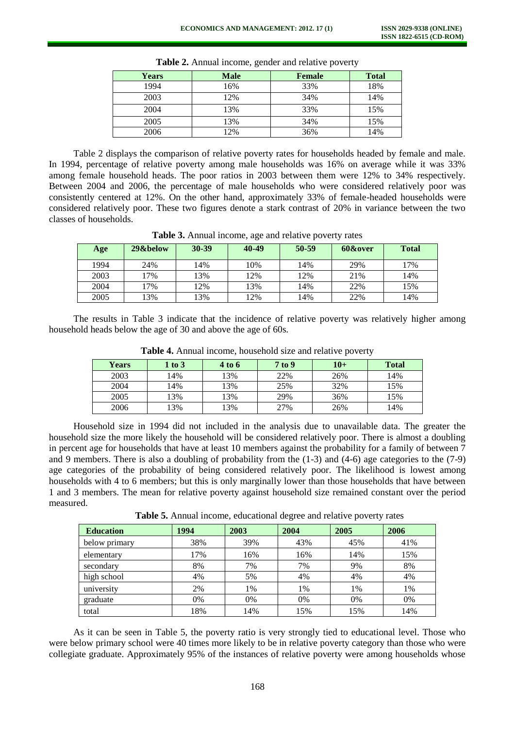**Table 2.** Annual income, gender and relative poverty

| Years | Male | Female | Total |
|---|---|---|---|
| 1994 | 16% | 33% | 18% |
| 2003 | 12% | 34% | 14% |
| 2004 | 13% | 33% | 15% |
| 2005 | 13% | 34% | 15% |
| 2006 | 12% | 36% | 14% |

Table 2 displays the comparison of relative poverty rates for households headed by female and male. In 1994, percentage of relative poverty among male households was 16% on average while it was 33% among female household heads. The poor ratios in 2003 between them were 12% to 34% respectively. Between 2004 and 2006, the percentage of male households who were considered relatively poor was consistently centered at 12%. On the other hand, approximately 33% of female-headed households were considered relatively poor. These two figures denote a stark contrast of 20% in variance between the two classes of households.

**Table 3.** Annual income, age and relative poverty rates

| Age | 29&below | 30-39 | 40-49 | 50-59 | 60&over | Total |
|---|---|---|---|---|---|---|
| 1994 | 24% | 14% | 10% | 14% | 29% | 17% |
| 2003 | 17% | 13% | 12% | 12% | 21% | 14% |
| 2004 | 17% | 12% | 13% | 14% | 22% | 15% |
| 2005 | 13% | 13% | 12% | 14% | 22% | 14% |

The results in Table 3 indicate that the incidence of relative poverty was relatively higher among household heads below the age of 30 and above the age of 60s.

**Table 4.** Annual income, household size and relative poverty

| Years | 1 to 3 | 4 to 6 | 7 to 9 | 10+ | Total |
|---|---|---|---|---|---|
| 2003 | 14% | 13% | 22% | 26% | 14% |
| 2004 | 14% | 13% | 25% | 32% | 15% |
| 2005 | 13% | 13% | 29% | 36% | 15% |
| 2006 | 13% | 13% | 27% | 26% | 14% |

Household size in 1994 did not included in the analysis due to unavailable data. The greater the household size the more likely the household will be considered relatively poor. There is almost a doubling in percent age for households that have at least 10 members against the probability for a family of between 7 and 9 members. There is also a doubling of probability from the (1-3) and (4-6) age categories to the (7-9) age categories of the probability of being considered relatively poor. The likelihood is lowest among households with 4 to 6 members; but this is only marginally lower than those households that have between 1 and 3 members. The mean for relative poverty against household size remained constant over the period measured.

**Table 5.** Annual income, educational degree and relative poverty rates

| Education | 1994 | 2003 | 2004 | 2005 | 2006 |
|---|---|---|---|---|---|
| below primary | 38% | 39% | 43% | 45% | 41% |
| elementary | 17% | 16% | 16% | 14% | 15% |
| secondary | 8% | 7% | 7% | 9% | 8% |
| high school | 4% | 5% | 4% | 4% | 4% |
| university | 2% | 1% | 1% | 1% | 1% |
| graduate | 0% | 0% | 0% | 0% | 0% |
| total | 18% | 14% | 15% | 15% | 14% |

As it can be seen in Table 5, the poverty ratio is very strongly tied to educational level. Those who were below primary school were 40 times more likely to be in relative poverty category than those who were collegiate graduate. Approximately 95% of the instances of relative poverty were among households whose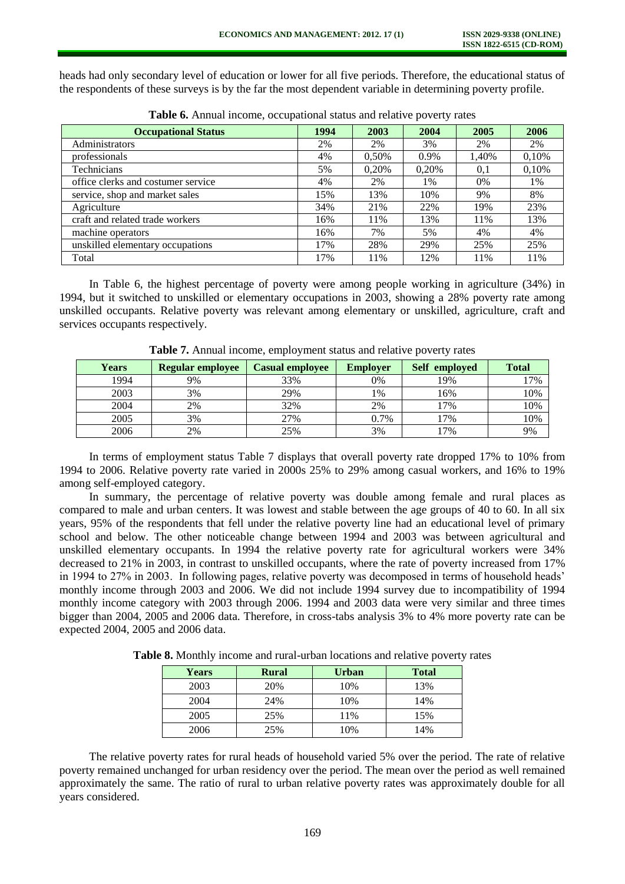heads had only secondary level of education or lower for all five periods. Therefore, the educational status of the respondents of these surveys is by the far the most dependent variable in determining poverty profile.

**Table 6.** Annual income, occupational status and relative poverty rates

| Occupational Status | 1994 | 2003 | 2004 | 2005 | 2006 |
|---|---|---|---|---|---|
| Administrators | 2% | 2% | 3% | 2% | 2% |
| professionals | 4% | 0,50% | 0.9% | 1,40% | 0,10% |
| Technicians | 5% | 0,20% | 0,20% | 0,1 | 0,10% |
| office clerks and costumer service | 4% | 2% | 1% | 0% | 1% |
| service, shop and market sales | 15% | 13% | 10% | 9% | 8% |
| Agriculture | 34% | 21% | 22% | 19% | 23% |
| craft and related trade workers | 16% | 11% | 13% | 11% | 13% |
| machine operators | 16% | 7% | 5% | 4% | 4% |
| unskilled elementary occupations | 17% | 28% | 29% | 25% | 25% |
| Total | 17% | 11% | 12% | 11% | 11% |

In Table 6, the highest percentage of poverty were among people working in agriculture (34%) in 1994, but it switched to unskilled or elementary occupations in 2003, showing a 28% poverty rate among unskilled occupants. Relative poverty was relevant among elementary or unskilled, agriculture, craft and services occupants respectively.

**Table 7.** Annual income, employment status and relative poverty rates

| Years | Regular employee | Casual employee | Employer | Self employed | Total |
|---|---|---|---|---|---|
| 1994 | 9% | 33% | 0% | 19% | 17% |
| 2003 | 3% | 29% | 1% | 16% | 10% |
| 2004 | 2% | 32% | 2% | 17% | 10% |
| 2005 | 3% | 27% | 0.7% | 17% | 10% |
| 2006 | 2% | 25% | 3% | 17% | 9% |

In terms of employment status Table 7 displays that overall poverty rate dropped 17% to 10% from 1994 to 2006. Relative poverty rate varied in 2000s 25% to 29% among casual workers, and 16% to 19% among self-employed category.

In summary, the percentage of relative poverty was double among female and rural places as compared to male and urban centers. It was lowest and stable between the age groups of 40 to 60. In all six years, 95% of the respondents that fell under the relative poverty line had an educational level of primary school and below. The other noticeable change between 1994 and 2003 was between agricultural and unskilled elementary occupants. In 1994 the relative poverty rate for agricultural workers were 34% decreased to 21% in 2003, in contrast to unskilled occupants, where the rate of poverty increased from 17% in 1994 to 27% in 2003. In following pages, relative poverty was decomposed in terms of household heads' monthly income through 2003 and 2006. We did not include 1994 survey due to incompatibility of 1994 monthly income category with 2003 through 2006. 1994 and 2003 data were very similar and three times bigger than 2004, 2005 and 2006 data. Therefore, in cross-tabs analysis 3% to 4% more poverty rate can be expected 2004, 2005 and 2006 data.

**Table 8.** Monthly income and rural-urban locations and relative poverty rates

| Years | Rural | Urban | Total |
|---|---|---|---|
| 2003 | 20% | 10% | 13% |
| 2004 | 24% | 10% | 14% |
| 2005 | 25% | 11% | 15% |
| 2006 | 25% | 10% | 14% |

The relative poverty rates for rural heads of household varied 5% over the period. The rate of relative poverty remained unchanged for urban residency over the period. The mean over the period as well remained approximately the same. The ratio of rural to urban relative poverty rates was approximately double for all years considered.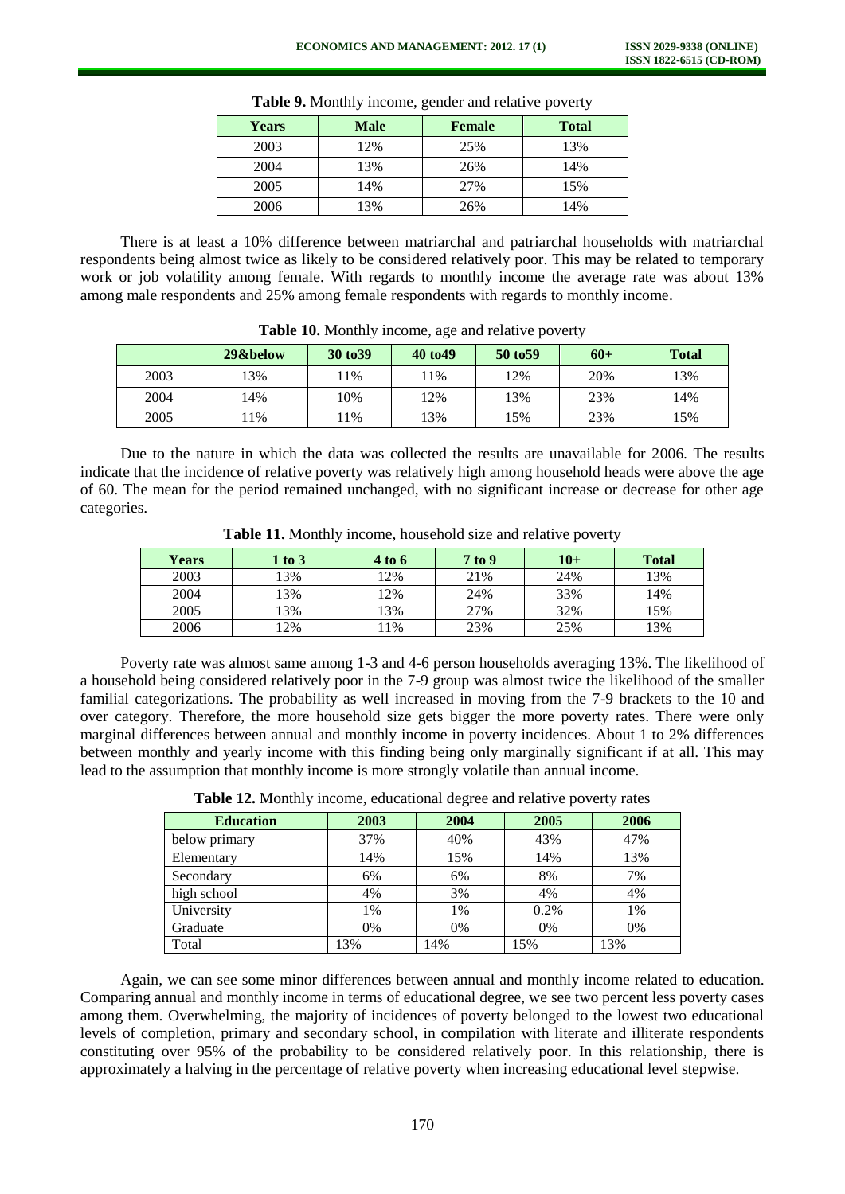**Table 9.** Monthly income, gender and relative poverty

| Years | Male | Female | Total |
|---|---|---|---|
| 2003 | 12% | 25% | 13% |
| 2004 | 13% | 26% | 14% |
| 2005 | 14% | 27% | 15% |
| 2006 | 13% | 26% | 14% |

There is at least a 10% difference between matriarchal and patriarchal households with matriarchal respondents being almost twice as likely to be considered relatively poor. This may be related to temporary work or job volatility among female. With regards to monthly income the average rate was about 13% among male respondents and 25% among female respondents with regards to monthly income.

**Table 10.** Monthly income, age and relative poverty

| | 29&below | 30 to39 | 40 to49 | 50 to59 | 60+ | Total |
|---|---|---|---|---|---|---|
| 2003 | 13% | 11% | 11% | 12% | 20% | 13% |
| 2004 | 14% | 10% | 12% | 13% | 23% | 14% |
| 2005 | 11% | 11% | 13% | 15% | 23% | 15% |

Due to the nature in which the data was collected the results are unavailable for 2006. The results indicate that the incidence of relative poverty was relatively high among household heads were above the age of 60. The mean for the period remained unchanged, with no significant increase or decrease for other age categories.

**Table 11.** Monthly income, household size and relative poverty

| Years | 1 to 3 | 4 to 6 | 7 to 9 | 10+ | Total |
|---|---|---|---|---|---|
| 2003 | 13% | 12% | 21% | 24% | 13% |
| 2004 | 13% | 12% | 24% | 33% | 14% |
| 2005 | 13% | 13% | 27% | 32% | 15% |
| 2006 | 12% | 11% | 23% | 25% | 13% |

Poverty rate was almost same among 1-3 and 4-6 person households averaging 13%. The likelihood of a household being considered relatively poor in the 7-9 group was almost twice the likelihood of the smaller familial categorizations. The probability as well increased in moving from the 7-9 brackets to the 10 and over category. Therefore, the more household size gets bigger the more poverty rates. There were only marginal differences between annual and monthly income in poverty incidences. About 1 to 2% differences between monthly and yearly income with this finding being only marginally significant if at all. This may lead to the assumption that monthly income is more strongly volatile than annual income.

**Table 12.** Monthly income, educational degree and relative poverty rates

| Education | 2003 | 2004 | 2005 | 2006 |
|---|---|---|---|---|
| below primary | 37% | 40% | 43% | 47% |
| Elementary | 14% | 15% | 14% | 13% |
| Secondary | 6% | 6% | 8% | 7% |
| high school | 4% | 3% | 4% | 4% |
| University | 1% | 1% | 0.2% | 1% |
| Graduate | 0% | 0% | 0% | 0% |
| Total | 13% | 14% | 15% | 13% |

Again, we can see some minor differences between annual and monthly income related to education. Comparing annual and monthly income in terms of educational degree, we see two percent less poverty cases among them. Overwhelming, the majority of incidences of poverty belonged to the lowest two educational levels of completion, primary and secondary school, in compilation with literate and illiterate respondents constituting over 95% of the probability to be considered relatively poor. In this relationship, there is approximately a halving in the percentage of relative poverty when increasing educational level stepwise.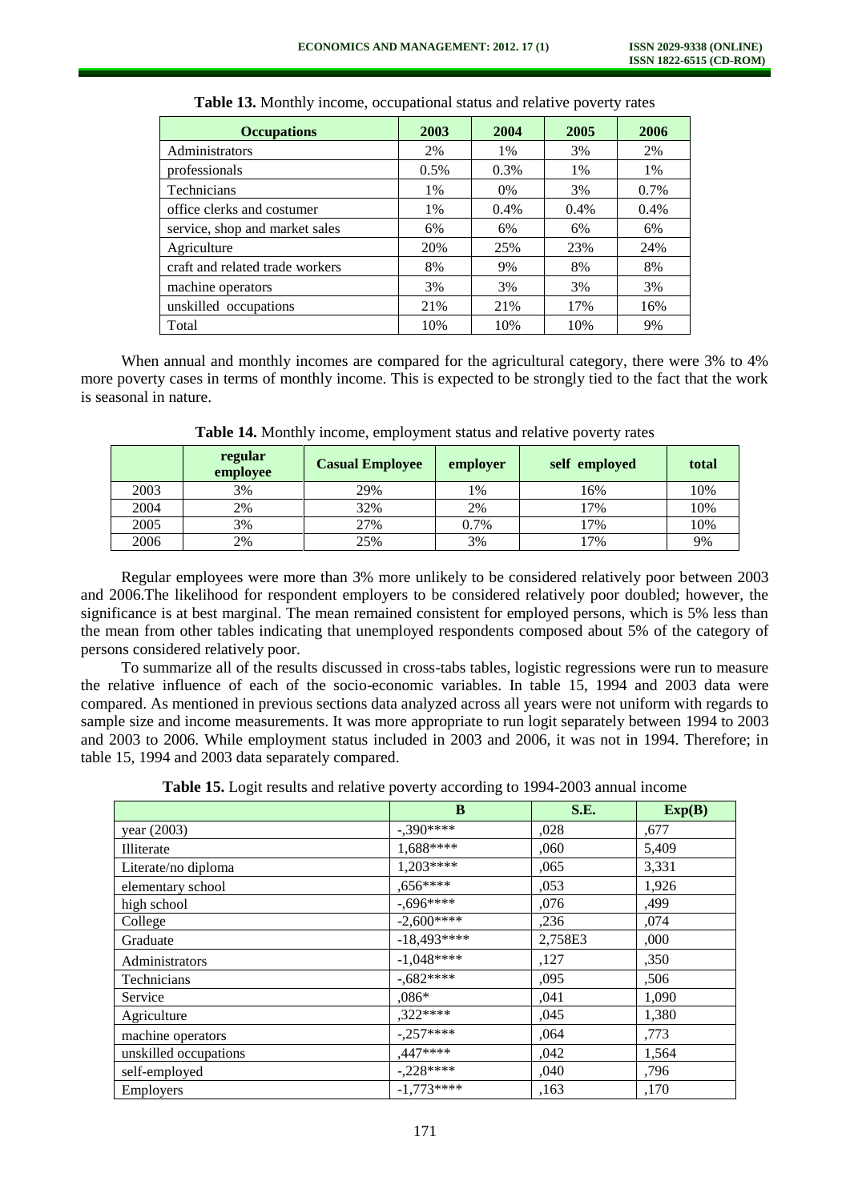**Table 13.** Monthly income, occupational status and relative poverty rates

| Occupations | 2003 | 2004 | 2005 | 2006 |
|---|---|---|---|---|
| Administrators | 2% | 1% | 3% | 2% |
| professionals | 0.5% | 0.3% | 1% | 1% |
| Technicians | 1% | 0% | 3% | 0.7% |
| office clerks and costumer | 1% | 0.4% | 0.4% | 0.4% |
| service, shop and market sales | 6% | 6% | 6% | 6% |
| Agriculture | 20% | 25% | 23% | 24% |
| craft and related trade workers | 8% | 9% | 8% | 8% |
| machine operators | 3% | 3% | 3% | 3% |
| unskilled occupations | 21% | 21% | 17% | 16% |
| Total | 10% | 10% | 10% | 9% |

When annual and monthly incomes are compared for the agricultural category, there were 3% to 4% more poverty cases in terms of monthly income. This is expected to be strongly tied to the fact that the work is seasonal in nature.

**Table 14.** Monthly income, employment status and relative poverty rates

| | regular employee | Casual Employee | employer | self employed | total |
|---|---|---|---|---|---|
| 2003 | 3% | 29% | 1% | 16% | 10% |
| 2004 | 2% | 32% | 2% | 17% | 10% |
| 2005 | 3% | 27% | 0.7% | 17% | 10% |
| 2006 | 2% | 25% | 3% | 17% | 9% |

Regular employees were more than 3% more unlikely to be considered relatively poor between 2003 and 2006.The likelihood for respondent employers to be considered relatively poor doubled; however, the significance is at best marginal. The mean remained consistent for employed persons, which is 5% less than the mean from other tables indicating that unemployed respondents composed about 5% of the category of persons considered relatively poor.

To summarize all of the results discussed in cross-tabs tables, logistic regressions were run to measure the relative influence of each of the socio-economic variables. In table 15, 1994 and 2003 data were compared. As mentioned in previous sections data analyzed across all years were not uniform with regards to sample size and income measurements. It was more appropriate to run logit separately between 1994 to 2003 and 2003 to 2006. While employment status included in 2003 and 2006, it was not in 1994. Therefore; in table 15, 1994 and 2003 data separately compared.

**Table 15.** Logit results and relative poverty according to 1994-2003 annual income

| | B | S.E. | Exp(B) |
|---|---|---|---|
| year (2003) | -,390**** | ,028 | ,677 |
| Illiterate | 1,688**** | ,060 | 5,409 |
| Literate/no diploma | 1,203**** | ,065 | 3,331 |
| elementary school | ,656**** | ,053 | 1,926 |
| high school | -,696**** | ,076 | ,499 |
| College | -2,600**** | ,236 | ,074 |
| Graduate | -18,493**** | 2,758E3 | ,000 |
| Administrators | -1,048**** | ,127 | ,350 |
| Technicians | -,682**** | ,095 | ,506 |
| Service | ,086* | ,041 | 1,090 |
| Agriculture | ,322**** | ,045 | 1,380 |
| machine operators | -,257**** | ,064 | ,773 |
| unskilled occupations | ,447**** | ,042 | 1,564 |
| self-employed | -,228**** | ,040 | ,796 |
| Employers | -1,773**** | ,163 | ,170 |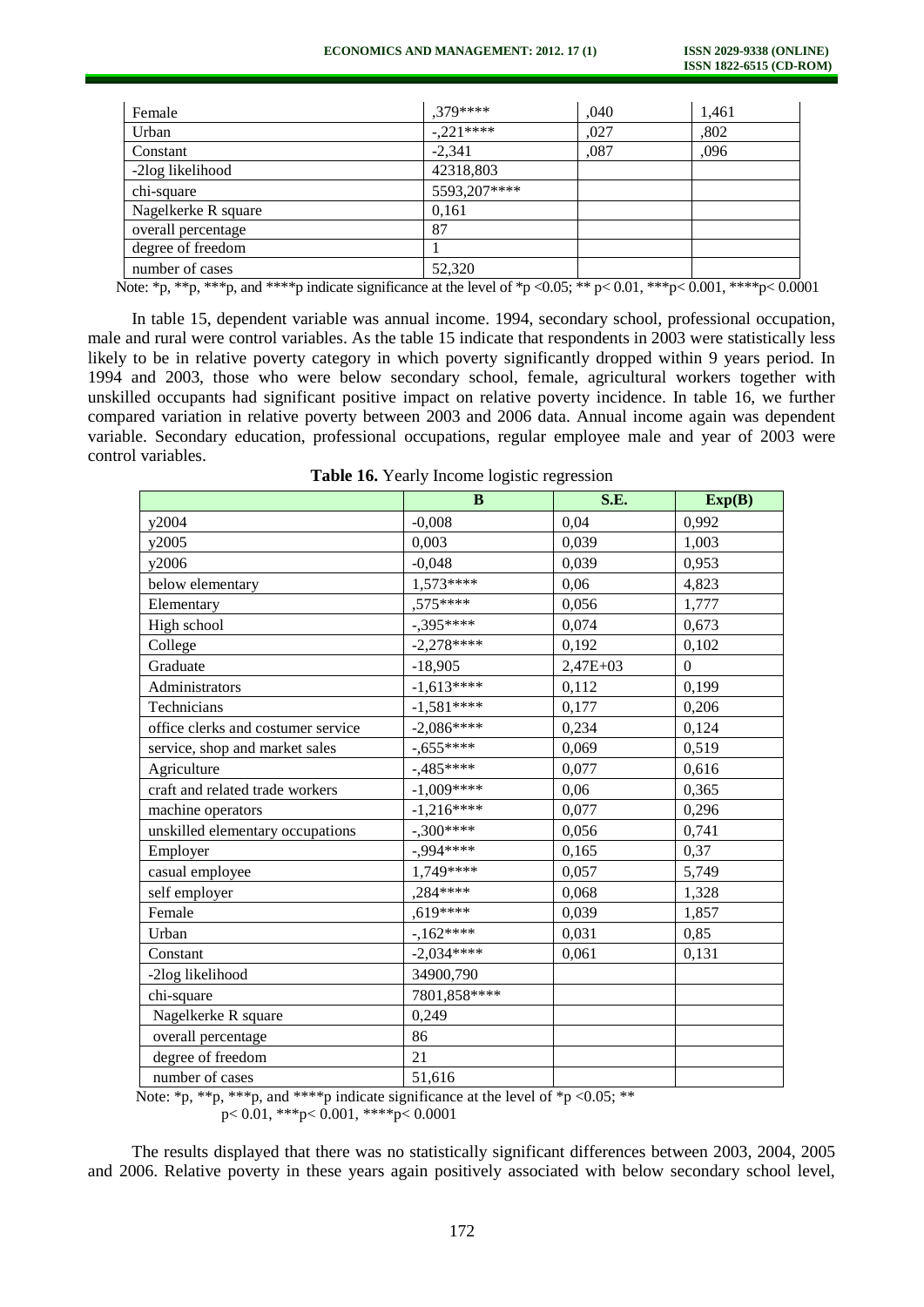| | | | |
|---|---|---|---|
| Female | ,379**** | ,040 | 1,461 |
| Urban | -,221**** | ,027 | ,802 |
| Constant | -2,341 | ,087 | ,096 |
| -2log likelihood | 42318,803 | | |
| chi-square | 5593,207**** | | |
| Nagelkerke R square | 0,161 | | |
| overall percentage | 87 | | |
| degree of freedom | 1 | | |
| number of cases | 52,320 | | |

Note: *p, **p, ***p, and ****p indicate significance at the level of *p <0.05; ** p< 0.01, ***p< 0.001, ****p< 0.0001

In table 15, dependent variable was annual income. 1994, secondary school, professional occupation, male and rural were control variables. As the table 15 indicate that respondents in 2003 were statistically less likely to be in relative poverty category in which poverty significantly dropped within 9 years period. In 1994 and 2003, those who were below secondary school, female, agricultural workers together with unskilled occupants had significant positive impact on relative poverty incidence. In table 16, we further compared variation in relative poverty between 2003 and 2006 data. Annual income again was dependent variable. Secondary education, professional occupations, regular employee male and year of 2003 were control variables.

**Table 16.** Yearly Income logistic regression

| | B | S.E. | Exp(B) |
|---|---|---|---|
| y2004 | -0,008 | 0,04 | 0,992 |
| y2005 | 0,003 | 0,039 | 1,003 |
| y2006 | -0,048 | 0,039 | 0,953 |
| below elementary | 1,573**** | 0,06 | 4,823 |
| Elementary | ,575**** | 0,056 | 1,777 |
| High school | -,395**** | 0,074 | 0,673 |
| College | -2,278**** | 0,192 | 0,102 |
| Graduate | -18,905 | 2,47E+03 | 0 |
| Administrators | -1,613**** | 0,112 | 0,199 |
| Technicians | -1,581**** | 0,177 | 0,206 |
| office clerks and costumer service | -2,086**** | 0,234 | 0,124 |
| service, shop and market sales | -,655**** | 0,069 | 0,519 |
| Agriculture | -,485**** | 0,077 | 0,616 |
| craft and related trade workers | -1,009**** | 0,06 | 0,365 |
| machine operators | -1,216**** | 0,077 | 0,296 |
| unskilled elementary occupations | -,300**** | 0,056 | 0,741 |
| Employer | -,994**** | 0,165 | 0,37 |
| casual employee | 1,749**** | 0,057 | 5,749 |
| self employer | ,284**** | 0,068 | 1,328 |
| Female | ,619**** | 0,039 | 1,857 |
| Urban | -,162**** | 0,031 | 0,85 |
| Constant | -2,034**** | 0,061 | 0,131 |
| -2log likelihood | 34900,790 | | |
| chi-square | 7801,858**** | | |
| Nagelkerke R square | 0,249 | | |
| overall percentage | 86 | | |
| degree of freedom | 21 | | |
| number of cases | 51,616 | | |

Note: *p, **p, ***p, and ****p indicate significance at the level of *p <0.05; ** p< 0.01, ***p< 0.001, ****p< 0.0001

The results displayed that there was no statistically significant differences between 2003, 2004, 2005 and 2006. Relative poverty in these years again positively associated with below secondary school level,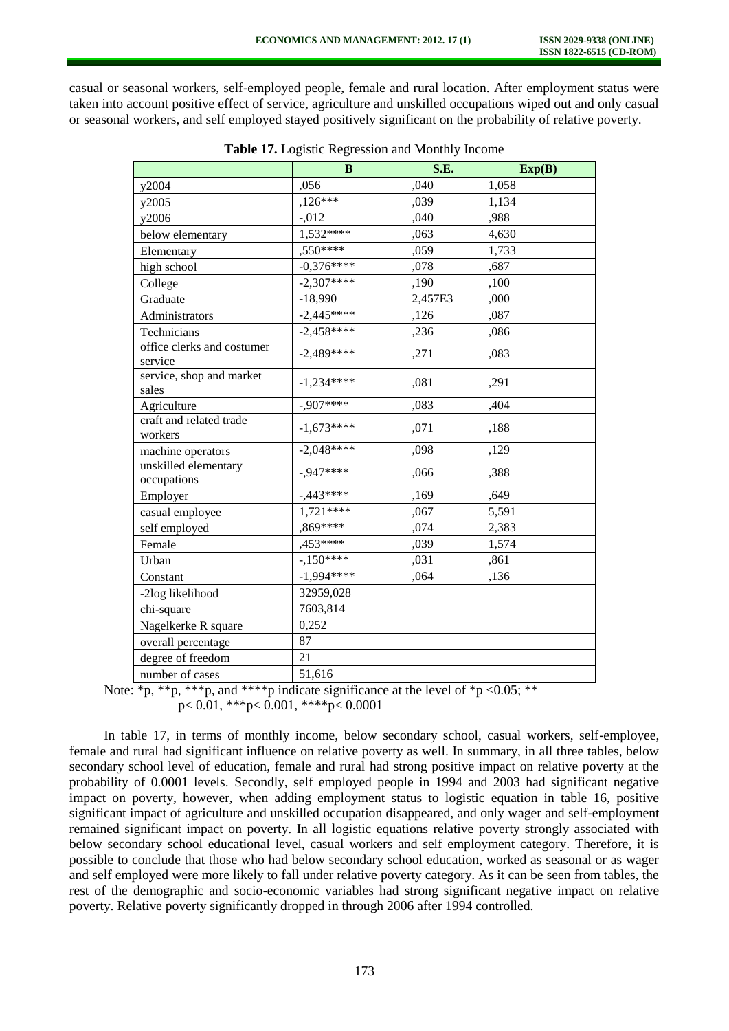casual or seasonal workers, self-employed people, female and rural location. After employment status were taken into account positive effect of service, agriculture and unskilled occupations wiped out and only casual or seasonal workers, and self employed stayed positively significant on the probability of relative poverty.

**Table 17.** Logistic Regression and Monthly Income

| | B | S.E. | Exp(B) |
|---|---|---|---|
| y2004 | ,056 | ,040 | 1,058 |
| y2005 | ,126*** | ,039 | 1,134 |
| y2006 | -,012 | ,040 | ,988 |
| below elementary | 1,532**** | ,063 | 4,630 |
| Elementary | ,550**** | ,059 | 1,733 |
| high school | -0,376**** | ,078 | ,687 |
| College | -2,307**** | ,190 | ,100 |
| Graduate | -18,990 | 2,457E3 | ,000 |
| Administrators | -2,445**** | ,126 | ,087 |
| Technicians | -2,458**** | ,236 | ,086 |
| office clerks and costumer service | -2,489**** | ,271 | ,083 |
| service, shop and market sales | -1,234**** | ,081 | ,291 |
| Agriculture | -,907**** | ,083 | ,404 |
| craft and related trade workers | -1,673**** | ,071 | ,188 |
| machine operators | -2,048**** | ,098 | ,129 |
| unskilled elementary occupations | -,947**** | ,066 | ,388 |
| Employer | -,443**** | ,169 | ,649 |
| casual employee | 1,721**** | ,067 | 5,591 |
| self employed | ,869**** | ,074 | 2,383 |
| Female | ,453**** | ,039 | 1,574 |
| Urban | -,150**** | ,031 | ,861 |
| Constant | -1,994**** | ,064 | ,136 |
| -2log likelihood | 32959,028 | | |
| chi-square | 7603,814 | | |
| Nagelkerke R square | 0,252 | | |
| overall percentage | 87 | | |
| degree of freedom | 21 | | |
| number of cases | 51,616 | | |

Note: *p, **p, ***p, and ****p indicate significance at the level of *p <0.05; ** p< 0.01, ***p< 0.001, ****p< 0.0001

In table 17, in terms of monthly income, below secondary school, casual workers, self-employee, female and rural had significant influence on relative poverty as well. In summary, in all three tables, below secondary school level of education, female and rural had strong positive impact on relative poverty at the probability of 0.0001 levels. Secondly, self employed people in 1994 and 2003 had significant negative impact on poverty, however, when adding employment status to logistic equation in table 16, positive significant impact of agriculture and unskilled occupation disappeared, and only wager and self-employment remained significant impact on poverty. In all logistic equations relative poverty strongly associated with below secondary school educational level, casual workers and self employment category. Therefore, it is possible to conclude that those who had below secondary school education, worked as seasonal or as wager and self employed were more likely to fall under relative poverty category. As it can be seen from tables, the rest of the demographic and socio-economic variables had strong significant negative impact on relative poverty. Relative poverty significantly dropped in through 2006 after 1994 controlled.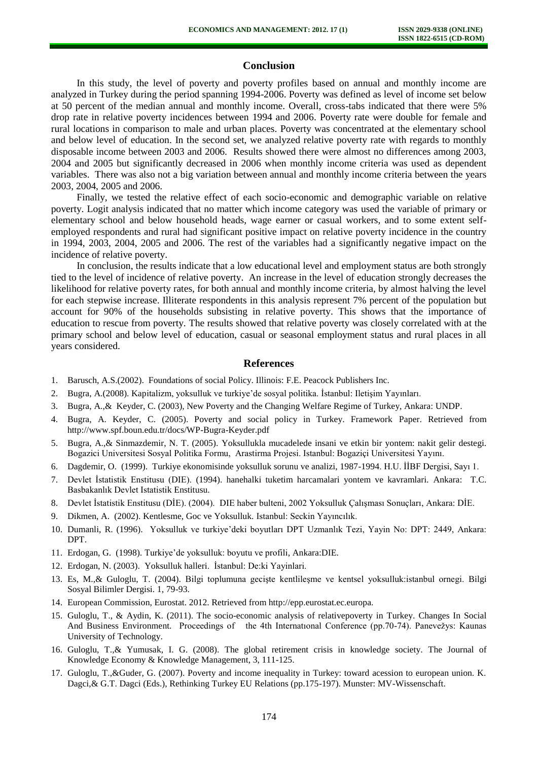## Conclusion

In this study, the level of poverty and poverty profiles based on annual and monthly income are analyzed in Turkey during the period spanning 1994-2006. Poverty was defined as level of income set below at 50 percent of the median annual and monthly income. Overall, cross-tabs indicated that there were 5% drop rate in relative poverty incidences between 1994 and 2006. Poverty rate were double for female and rural locations in comparison to male and urban places. Poverty was concentrated at the elementary school and below level of education. In the second set, we analyzed relative poverty rate with regards to monthly disposable income between 2003 and 2006. Results showed there were almost no differences among 2003, 2004 and 2005 but significantly decreased in 2006 when monthly income criteria was used as dependent variables. There was also not a big variation between annual and monthly income criteria between the years 2003, 2004, 2005 and 2006.

Finally, we tested the relative effect of each socio-economic and demographic variable on relative poverty. Logit analysis indicated that no matter which income category was used the variable of primary or elementary school and below household heads, wage earner or casual workers, and to some extent self-employed respondents and rural had significant positive impact on relative poverty incidence in the country in 1994, 2003, 2004, 2005 and 2006. The rest of the variables had a significantly negative impact on the incidence of relative poverty.

In conclusion, the results indicate that a low educational level and employment status are both strongly tied to the level of incidence of relative poverty. An increase in the level of education strongly decreases the likelihood for relative poverty rates, for both annual and monthly income criteria, by almost halving the level for each stepwise increase. Illiterate respondents in this analysis represent 7% percent of the population but account for 90% of the households subsisting in relative poverty. This shows that the importance of education to rescue from poverty. The results showed that relative poverty was closely correlated with at the primary school and below level of education, casual or seasonal employment status and rural places in all years considered.

## References

1. Barusch, A.S.(2002). Foundations of social Policy. Illinois: F.E. Peacock Publishers Inc.
2. Bugra, A.(2008). Kapitalizm, yoksulluk ve turkiye'de sosyal politika. İstanbul: Iletişim Yayınları.
3. Bugra, A.,& Keyder, C. (2003), New Poverty and the Changing Welfare Regime of Turkey, Ankara: UNDP.
4. Bugra, A. Keyder, C. (2005). Poverty and social policy in Turkey. Framework Paper. Retrieved from http://www.spf.boun.edu.tr/docs/WP-Bugra-Keyder.pdf
5. Bugra, A.,& Sinmazdemir, N. T. (2005). Yoksullukla mucadelede insani ve etkin bir yontem: nakit gelir destegi. Bogazici Universitesi Sosyal Politika Formu, Arastirma Projesi. Istanbul: Bogaziçi Universitesi Yayını.
6. Dagdemir, O. (1999). Turkiye ekonomisinde yoksulluk sorunu ve analizi, 1987-1994. H.U. İİBF Dergisi, Sayı 1.
7. Devlet İstatistik Enstitusu (DIE). (1994). hanehalki tuketim harcamalari yontem ve kavramlari. Ankara: T.C. Basbakanlık Devlet Istatistik Enstitusu.
8. Devlet İstatistik Enstitusu (DİE). (2004). DIE haber bulteni, 2002 Yoksulluk Çalışması Sonuçları, Ankara: DİE.
9. Dikmen, A. (2002). Kentlesme, Goc ve Yoksulluk. Istanbul: Seckin Yayıncılık.
10. Dumanli, R. (1996). Yoksulluk ve turkiye'deki boyutları DPT Uzmanlık Tezi, Yayin No: DPT: 2449, Ankara: DPT.
11. Erdogan, G. (1998). Turkiye'de yoksulluk: boyutu ve profili, Ankara:DIE.
12. Erdogan, N. (2003). Yoksulluk halleri. İstanbul: De:ki Yayinlari.
13. Es, M.,& Guloglu, T. (2004). Bilgi toplumuna geçişte kentlileşme ve kentsel yoksulluk:istanbul ornegi. Bilgi Sosyal Bilimler Dergisi. 1, 79-93.
14. European Commission, Eurostat. 2012. Retrieved from http://epp.eurostat.ec.europa.
15. Guloglu, T., & Aydin, K. (2011). The socio-economic analysis of relativepoverty in Turkey. Changes In Social And Business Environment. Proceedings of the 4th Internatıonal Conference (pp.70-74). Panevežys: Kaunas University of Technology.
16. Guloglu, T.,& Yumusak, I. G. (2008). The global retirement crisis in knowledge society. The Journal of Knowledge Economy & Knowledge Management, 3, 111-125.
17. Guloglu, T.,&Guder, G. (2007). Poverty and income inequality in Turkey: toward acession to european union. K. Dagci,& G.T. Dagci (Eds.), Rethinking Turkey EU Relations (pp.175-197). Munster: MV-Wissenschaft.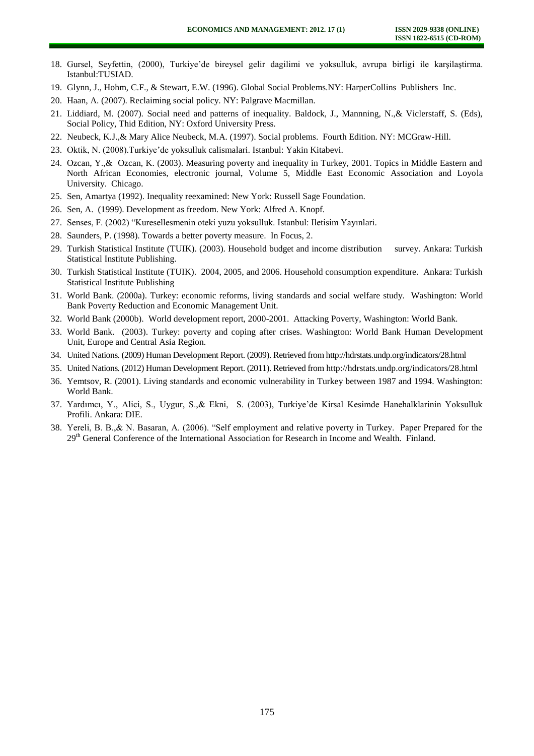18. Gursel, Seyfettin, (2000), Turkiye'de bireysel gelir dagilimi ve yoksulluk, avrupa birligi ile karşilaştirma. Istanbul:TUSIAD.
19. Glynn, J., Hohm, C.F., & Stewart, E.W. (1996). Global Social Problems.NY: HarperCollins Publishers Inc.
20. Haan, A. (2007). Reclaiming social policy. NY: Palgrave Macmillan.
21. Liddiard, M. (2007). Social need and patterns of inequality. Baldock, J., Mannning, N.,& Viclerstaff, S. (Eds), Social Policy, Thid Edition, NY: Oxford University Press.
22. Neubeck, K.J.,& Mary Alice Neubeck, M.A. (1997). Social problems. Fourth Edition. NY: MCGraw-Hill.
23. Oktik, N. (2008).Turkiye'de yoksulluk calismalari. Istanbul: Yakin Kitabevi.
24. Ozcan, Y.,& Ozcan, K. (2003). Measuring poverty and inequality in Turkey, 2001. Topics in Middle Eastern and North African Economies, electronic journal, Volume 5, Middle East Economic Association and Loyola University. Chicago.
25. Sen, Amartya (1992). Inequality reexamined: New York: Russell Sage Foundation.
26. Sen, A. (1999). Development as freedom. New York: Alfred A. Knopf.
27. Senses, F. (2002) "Kuresellesmenin oteki yuzu yoksulluk. Istanbul: Iletisim Yayınlari.
28. Saunders, P. (1998). Towards a better poverty measure. In Focus, 2.
29. Turkish Statistical Institute (TUIK). (2003). Household budget and income distribution survey. Ankara: Turkish Statistical Institute Publishing.
30. Turkish Statistical Institute (TUIK). 2004, 2005, and 2006. Household consumption expenditure. Ankara: Turkish Statistical Institute Publishing
31. World Bank. (2000a). Turkey: economic reforms, living standards and social welfare study. Washington: World Bank Poverty Reduction and Economic Management Unit.
32. World Bank (2000b). World development report, 2000-2001. Attacking Poverty, Washington: World Bank.
33. World Bank. (2003). Turkey: poverty and coping after crises. Washington: World Bank Human Development Unit, Europe and Central Asia Region.
34. United Nations. (2009) Human Development Report. (2009). Retrieved from http://hdrstats.undp.org/indicators/28.html
35. United Nations. (2012) Human Development Report. (2011). Retrieved from http://hdrstats.undp.org/indicators/28.html
36. Yemtsov, R. (2001). Living standards and economic vulnerability in Turkey between 1987 and 1994. Washington: World Bank.
37. Yardımcı, Y., Alici, S., Uygur, S.,& Ekni, S. (2003), Turkiye'de Kirsal Kesimde Hanehalklarinin Yoksulluk Profili. Ankara: DIE.
38. Yereli, B. B.,& N. Basaran, A. (2006). "Self employment and relative poverty in Turkey. Paper Prepared for the 29th General Conference of the International Association for Research in Income and Wealth. Finland.